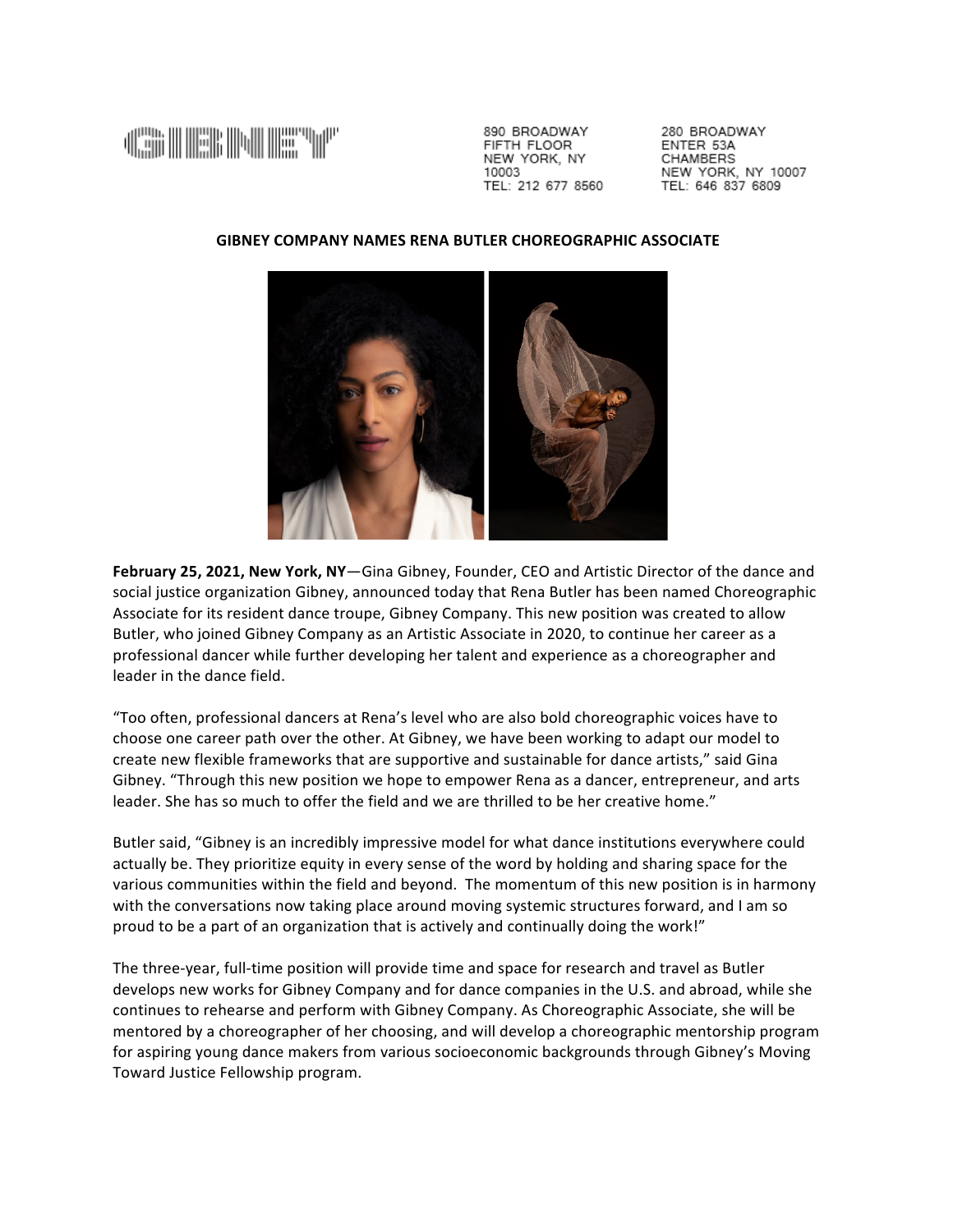GIBNEY

890 BROADWAY
FIFTH FLOOR
NEW YORK, NY
10003
TEL: 212 677 8560

280 BROADWAY
ENTER 53A
CHAMBERS
NEW YORK, NY 10007
TEL: 646 837 6809

**GIBNEY COMPANY NAMES RENA BUTLER CHOREOGRAPHIC ASSOCIATE**

**February 25, 2021, New York, NY**—Gina Gibney, Founder, CEO and Artistic Director of the dance and social justice organization Gibney, announced today that Rena Butler has been named Choreographic Associate for its resident dance troupe, Gibney Company. This new position was created to allow Butler, who joined Gibney Company as an Artistic Associate in 2020, to continue her career as a professional dancer while further developing her talent and experience as a choreographer and leader in the dance field.

"Too often, professional dancers at Rena's level who are also bold choreographic voices have to choose one career path over the other. At Gibney, we have been working to adapt our model to create new flexible frameworks that are supportive and sustainable for dance artists," said Gina Gibney. "Through this new position we hope to empower Rena as a dancer, entrepreneur, and arts leader. She has so much to offer the field and we are thrilled to be her creative home."

Butler said, "Gibney is an incredibly impressive model for what dance institutions everywhere could actually be. They prioritize equity in every sense of the word by holding and sharing space for the various communities within the field and beyond. The momentum of this new position is in harmony with the conversations now taking place around moving systemic structures forward, and I am so proud to be a part of an organization that is actively and continually doing the work!"

The three-year, full-time position will provide time and space for research and travel as Butler develops new works for Gibney Company and for dance companies in the U.S. and abroad, while she continues to rehearse and perform with Gibney Company. As Choreographic Associate, she will be mentored by a choreographer of her choosing, and will develop a choreographic mentorship program for aspiring young dance makers from various socioeconomic backgrounds through Gibney's Moving Toward Justice Fellowship program.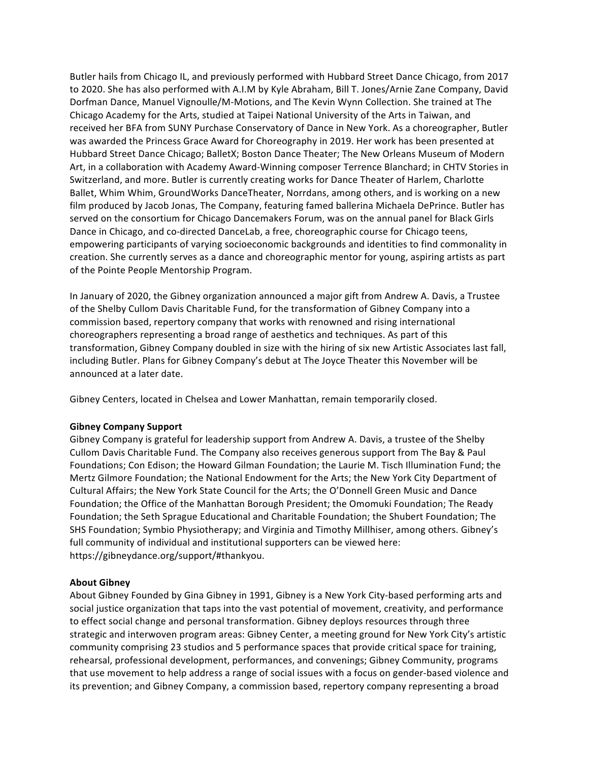Butler hails from Chicago IL, and previously performed with Hubbard Street Dance Chicago, from 2017 to 2020. She has also performed with A.I.M by Kyle Abraham, Bill T. Jones/Arnie Zane Company, David Dorfman Dance, Manuel Vignoulle/M-Motions, and The Kevin Wynn Collection. She trained at The Chicago Academy for the Arts, studied at Taipei National University of the Arts in Taiwan, and received her BFA from SUNY Purchase Conservatory of Dance in New York. As a choreographer, Butler was awarded the Princess Grace Award for Choreography in 2019. Her work has been presented at Hubbard Street Dance Chicago; BalletX; Boston Dance Theater; The New Orleans Museum of Modern Art, in a collaboration with Academy Award-Winning composer Terrence Blanchard; in CHTV Stories in Switzerland, and more. Butler is currently creating works for Dance Theater of Harlem, Charlotte Ballet, Whim Whim, GroundWorks DanceTheater, Norrdans, among others, and is working on a new film produced by Jacob Jonas, The Company, featuring famed ballerina Michaela DePrince. Butler has served on the consortium for Chicago Dancemakers Forum, was on the annual panel for Black Girls Dance in Chicago, and co-directed DanceLab, a free, choreographic course for Chicago teens, empowering participants of varying socioeconomic backgrounds and identities to find commonality in creation. She currently serves as a dance and choreographic mentor for young, aspiring artists as part of the Pointe People Mentorship Program.

In January of 2020, the Gibney organization announced a major gift from Andrew A. Davis, a Trustee of the Shelby Cullom Davis Charitable Fund, for the transformation of Gibney Company into a commission based, repertory company that works with renowned and rising international choreographers representing a broad range of aesthetics and techniques. As part of this transformation, Gibney Company doubled in size with the hiring of six new Artistic Associates last fall, including Butler. Plans for Gibney Company's debut at The Joyce Theater this November will be announced at a later date.

Gibney Centers, located in Chelsea and Lower Manhattan, remain temporarily closed.

**Gibney Company Support**

Gibney Company is grateful for leadership support from Andrew A. Davis, a trustee of the Shelby Cullom Davis Charitable Fund. The Company also receives generous support from The Bay & Paul Foundations; Con Edison; the Howard Gilman Foundation; the Laurie M. Tisch Illumination Fund; the Mertz Gilmore Foundation; the National Endowment for the Arts; the New York City Department of Cultural Affairs; the New York State Council for the Arts; the O'Donnell Green Music and Dance Foundation; the Office of the Manhattan Borough President; the Omomuki Foundation; The Ready Foundation; the Seth Sprague Educational and Charitable Foundation; the Shubert Foundation; The SHS Foundation; Symbio Physiotherapy; and Virginia and Timothy Millhiser, among others. Gibney's full community of individual and institutional supporters can be viewed here: https://gibneydance.org/support/#thankyou.

**About Gibney**

About Gibney Founded by Gina Gibney in 1991, Gibney is a New York City-based performing arts and social justice organization that taps into the vast potential of movement, creativity, and performance to effect social change and personal transformation. Gibney deploys resources through three strategic and interwoven program areas: Gibney Center, a meeting ground for New York City's artistic community comprising 23 studios and 5 performance spaces that provide critical space for training, rehearsal, professional development, performances, and convenings; Gibney Community, programs that use movement to help address a range of social issues with a focus on gender-based violence and its prevention; and Gibney Company, a commission based, repertory company representing a broad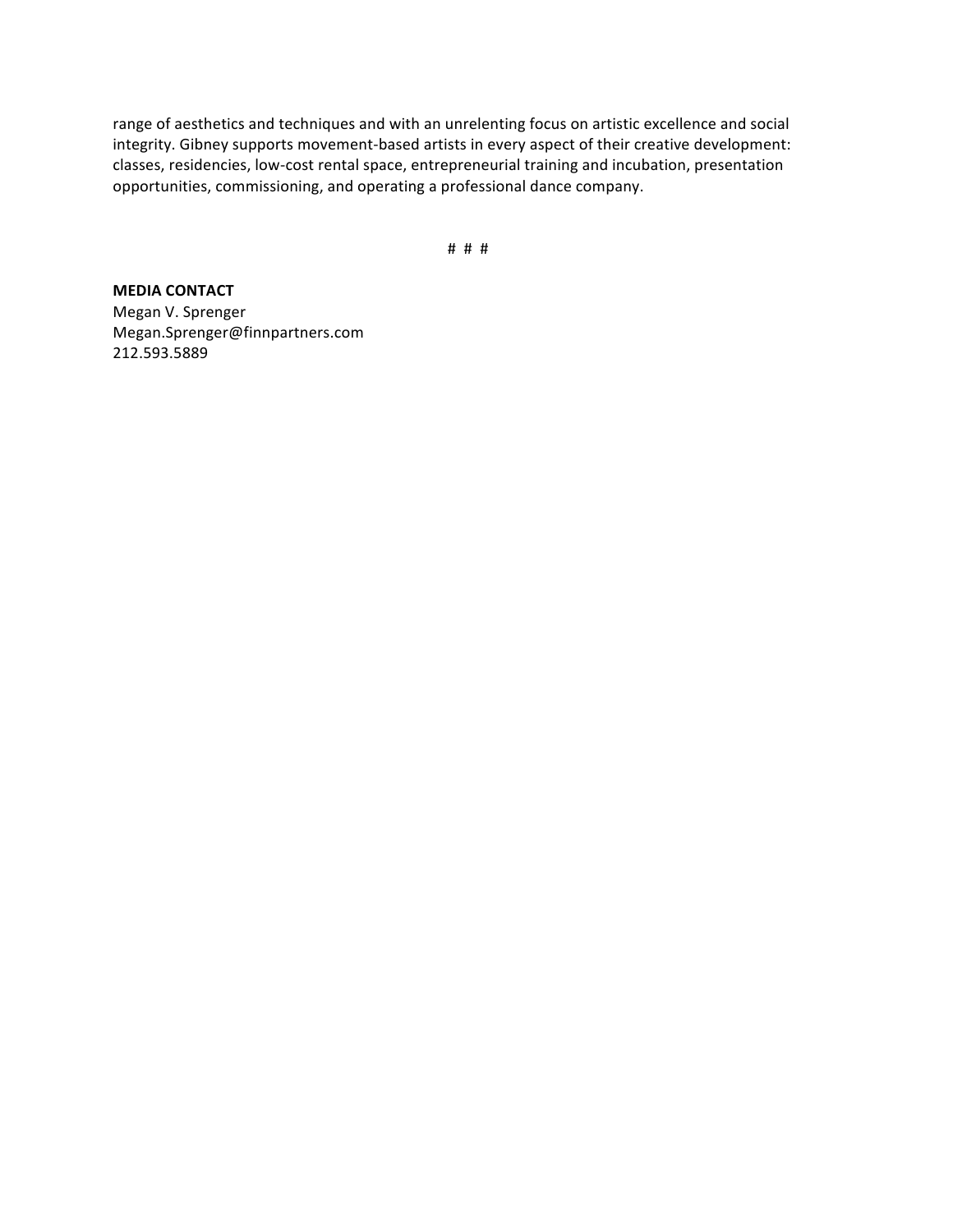range of aesthetics and techniques and with an unrelenting focus on artistic excellence and social integrity. Gibney supports movement-based artists in every aspect of their creative development: classes, residencies, low-cost rental space, entrepreneurial training and incubation, presentation opportunities, commissioning, and operating a professional dance company.

# # #

**MEDIA CONTACT**
Megan V. Sprenger
Megan.Sprenger@finnpartners.com
212.593.5889